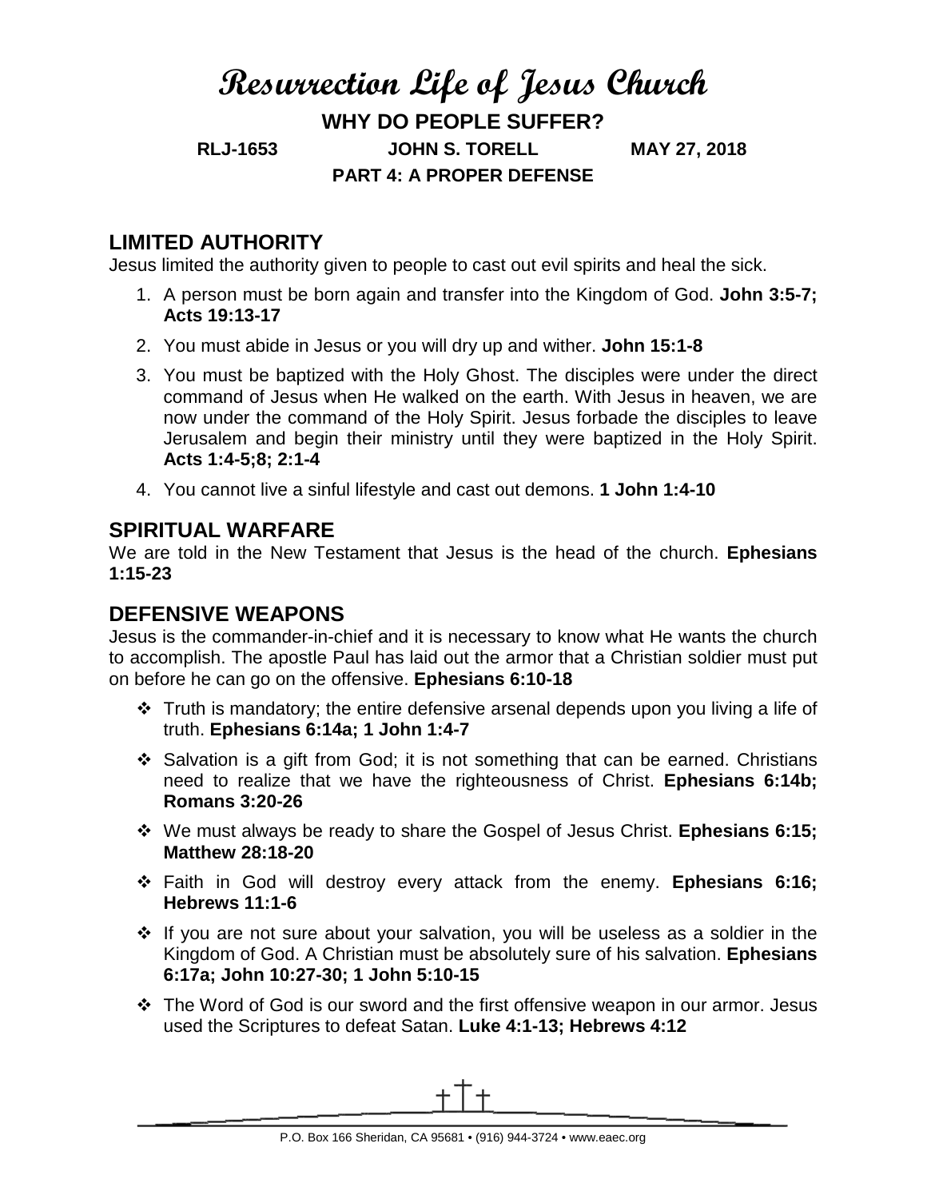# Resurrection Life of Jesus Church

## WHY DO PEOPLE SUFFER?

**RLJ-1653 JOHN S. TORELL MAY 27, 2018**

**PART 4: A PROPER DEFENSE**

## LIMITED AUTHORITY

Jesus limited the authority given to people to cast out evil spirits and heal the sick.

1. A person must be born again and transfer into the Kingdom of God. **John 3:5-7; Acts 19:13-17**
2. You must abide in Jesus or you will dry up and wither. **John 15:1-8**
3. You must be baptized with the Holy Ghost. The disciples were under the direct command of Jesus when He walked on the earth. With Jesus in heaven, we are now under the command of the Holy Spirit. Jesus forbade the disciples to leave Jerusalem and begin their ministry until they were baptized in the Holy Spirit. **Acts 1:4-5;8; 2:1-4**
4. You cannot live a sinful lifestyle and cast out demons. **1 John 1:4-10**

## SPIRITUAL WARFARE

We are told in the New Testament that Jesus is the head of the church. **Ephesians 1:15-23**

## DEFENSIVE WEAPONS

Jesus is the commander-in-chief and it is necessary to know what He wants the church to accomplish. The apostle Paul has laid out the armor that a Christian soldier must put on before he can go on the offensive. **Ephesians 6:10-18**

- Truth is mandatory; the entire defensive arsenal depends upon you living a life of truth. **Ephesians 6:14a; 1 John 1:4-7**
- Salvation is a gift from God; it is not something that can be earned. Christians need to realize that we have the righteousness of Christ. **Ephesians 6:14b; Romans 3:20-26**
- We must always be ready to share the Gospel of Jesus Christ. **Ephesians 6:15; Matthew 28:18-20**
- Faith in God will destroy every attack from the enemy. **Ephesians 6:16; Hebrews 11:1-6**
- If you are not sure about your salvation, you will be useless as a soldier in the Kingdom of God. A Christian must be absolutely sure of his salvation. **Ephesians 6:17a; John 10:27-30; 1 John 5:10-15**
- The Word of God is our sword and the first offensive weapon in our armor. Jesus used the Scriptures to defeat Satan. **Luke 4:1-13; Hebrews 4:12**

P.O. Box 166 Sheridan, CA 95681 • (916) 944-3724 • www.eaec.org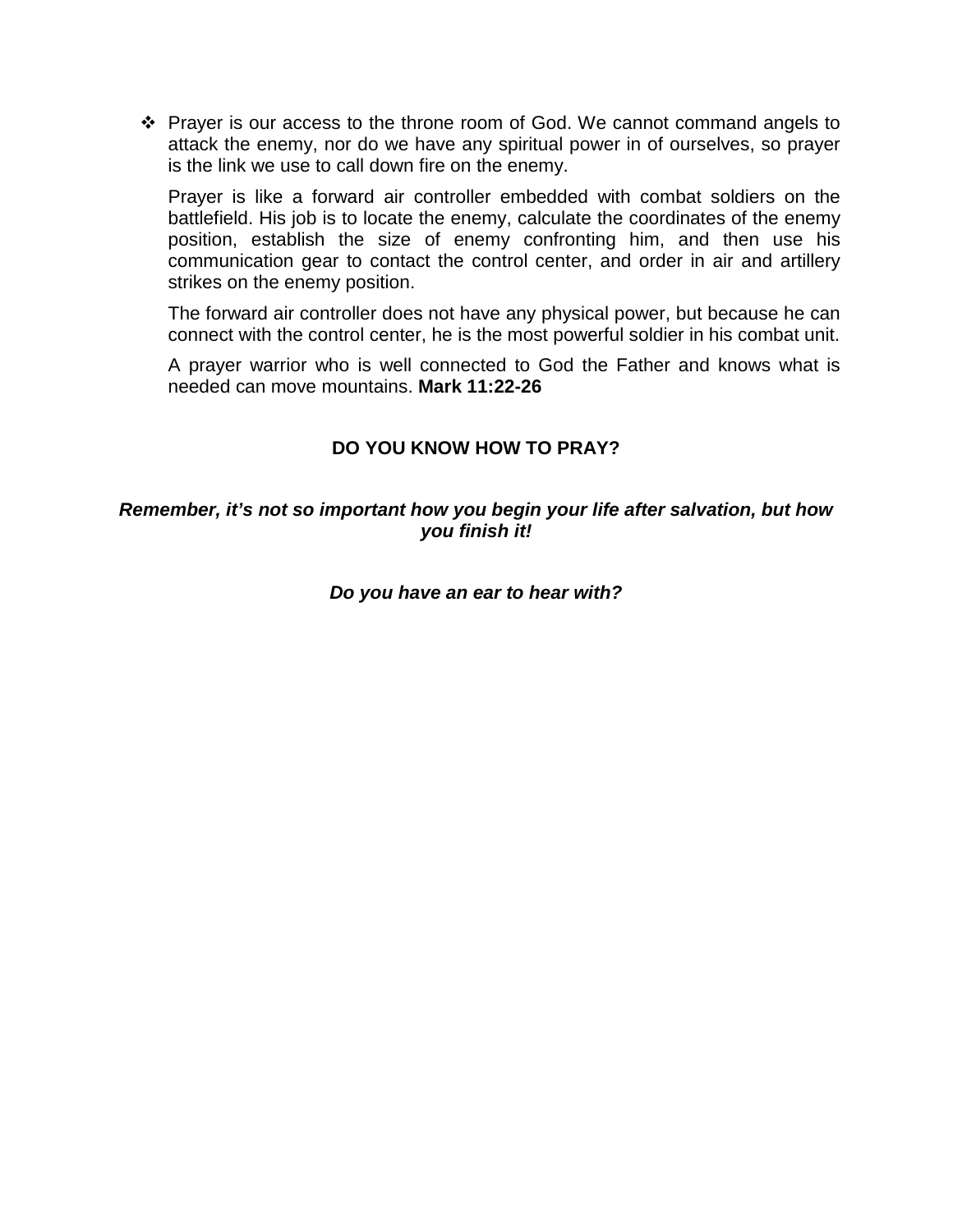- Prayer is our access to the throne room of God. We cannot command angels to attack the enemy, nor do we have any spiritual power in of ourselves, so prayer is the link we use to call down fire on the enemy.

  Prayer is like a forward air controller embedded with combat soldiers on the battlefield. His job is to locate the enemy, calculate the coordinates of the enemy position, establish the size of enemy confronting him, and then use his communication gear to contact the control center, and order in air and artillery strikes on the enemy position.

  The forward air controller does not have any physical power, but because he can connect with the control center, he is the most powerful soldier in his combat unit.

  A prayer warrior who is well connected to God the Father and knows what is needed can move mountains. **Mark 11:22-26**

**DO YOU KNOW HOW TO PRAY?**

***Remember, it's not so important how you begin your life after salvation, but how you finish it!***

***Do you have an ear to hear with?***